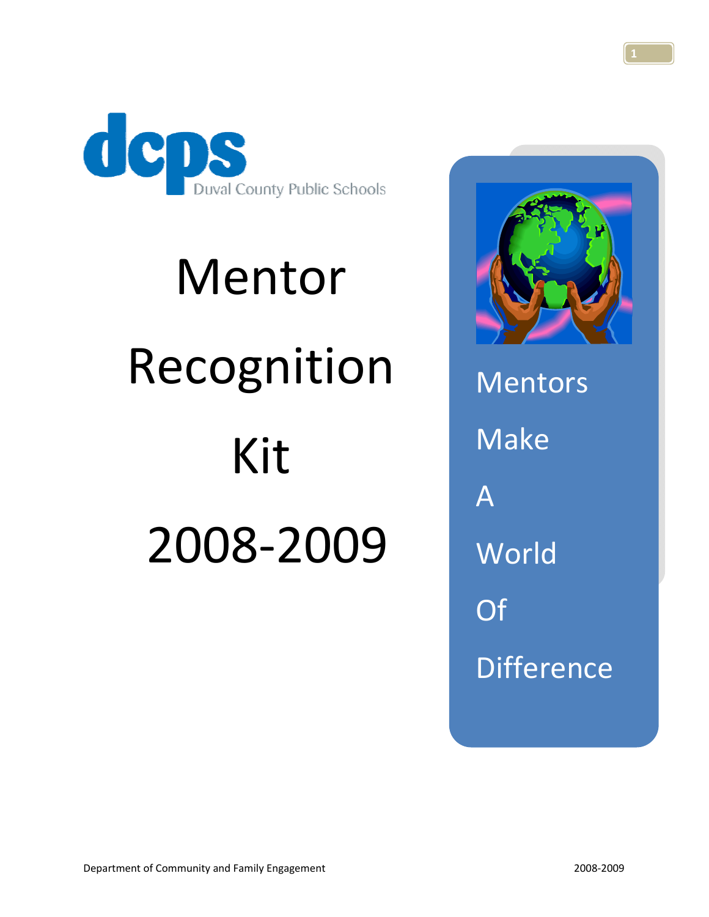dcps Duval County Public Schools

# Mentor Recognition Kit 2008-2009

Mentors Make A World Of Difference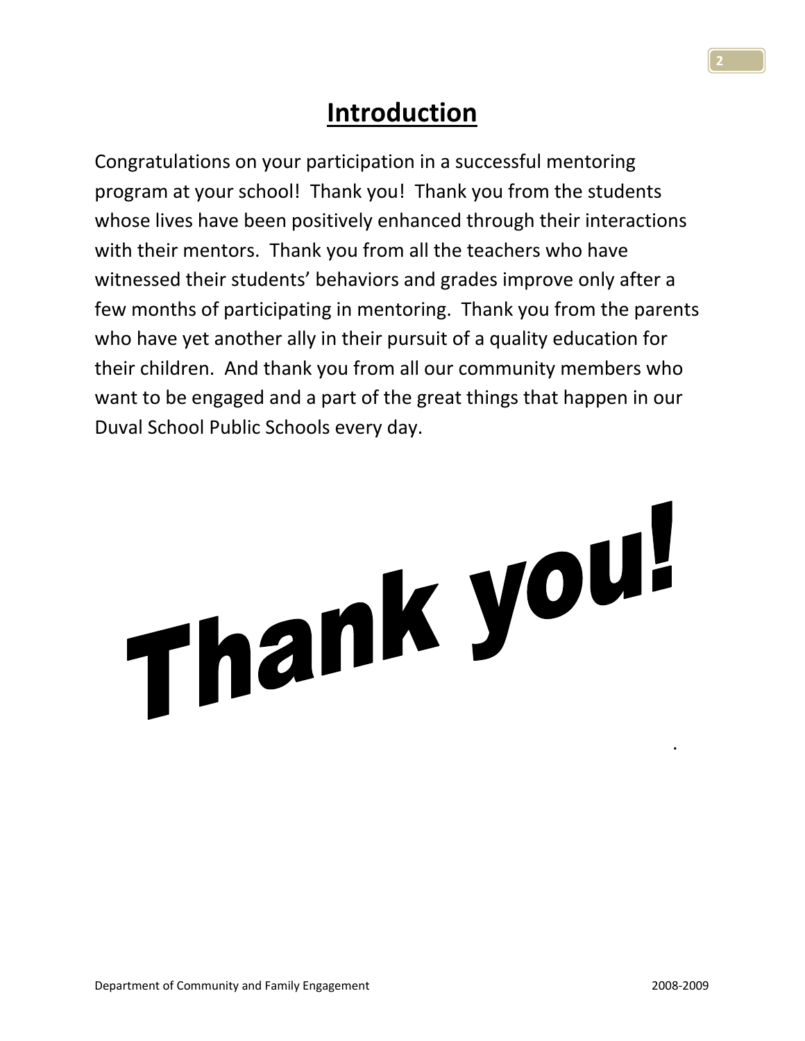# Introduction

Congratulations on your participation in a successful mentoring program at your school! Thank you! Thank you from the students whose lives have been positively enhanced through their interactions with their mentors. Thank you from all the teachers who have witnessed their students' behaviors and grades improve only after a few months of participating in mentoring. Thank you from the parents who have yet another ally in their pursuit of a quality education for their children. And thank you from all our community members who want to be engaged and a part of the great things that happen in our Duval School Public Schools every day.

**Thank you!**

.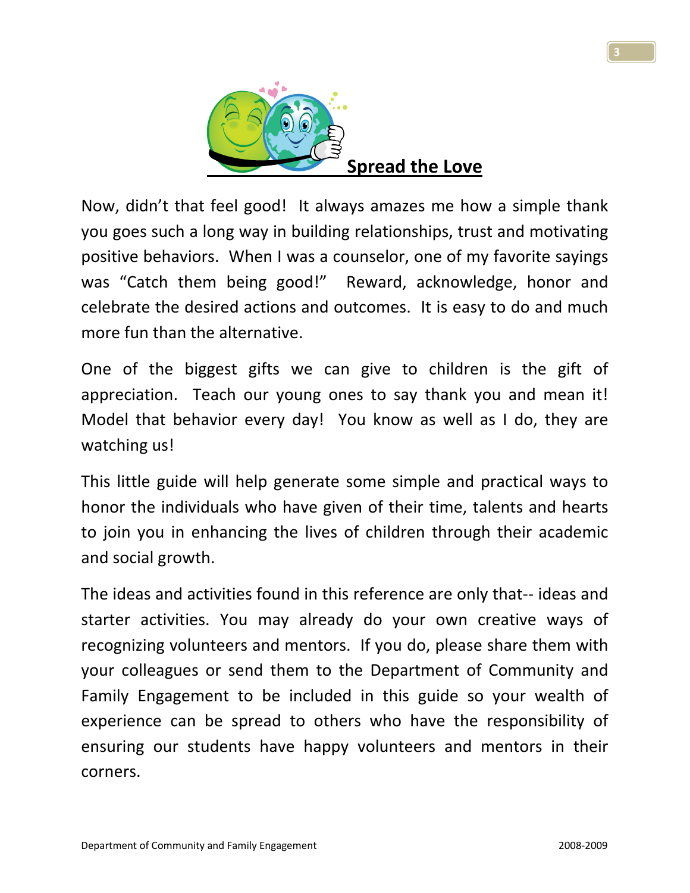## Spread the Love

Now, didn't that feel good! It always amazes me how a simple thank you goes such a long way in building relationships, trust and motivating positive behaviors. When I was a counselor, one of my favorite sayings was "Catch them being good!" Reward, acknowledge, honor and celebrate the desired actions and outcomes. It is easy to do and much more fun than the alternative.

One of the biggest gifts we can give to children is the gift of appreciation. Teach our young ones to say thank you and mean it! Model that behavior every day! You know as well as I do, they are watching us!

This little guide will help generate some simple and practical ways to honor the individuals who have given of their time, talents and hearts to join you in enhancing the lives of children through their academic and social growth.

The ideas and activities found in this reference are only that-- ideas and starter activities. You may already do your own creative ways of recognizing volunteers and mentors. If you do, please share them with your colleagues or send them to the Department of Community and Family Engagement to be included in this guide so your wealth of experience can be spread to others who have the responsibility of ensuring our students have happy volunteers and mentors in their corners.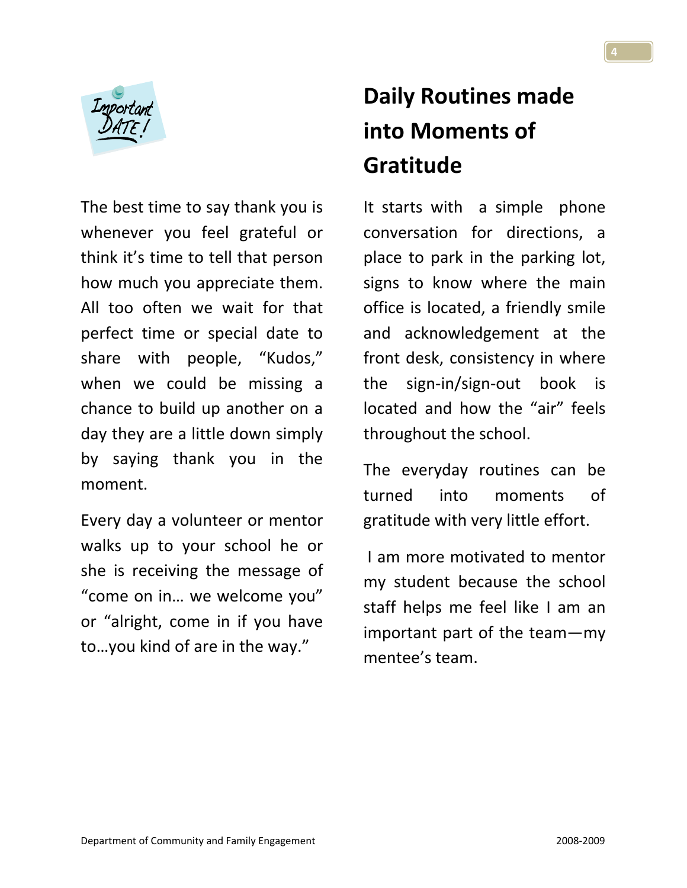The best time to say thank you is whenever you feel grateful or think it's time to tell that person how much you appreciate them. All too often we wait for that perfect time or special date to share with people, "Kudos," when we could be missing a chance to build up another on a day they are a little down simply by saying thank you in the moment.

Every day a volunteer or mentor walks up to your school he or she is receiving the message of "come on in… we welcome you" or "alright, come in if you have to…you kind of are in the way."

## Daily Routines made into Moments of Gratitude

It starts with a simple phone conversation for directions, a place to park in the parking lot, signs to know where the main office is located, a friendly smile and acknowledgement at the front desk, consistency in where the sign-in/sign-out book is located and how the "air" feels throughout the school.

The everyday routines can be turned into moments of gratitude with very little effort.

I am more motivated to mentor my student because the school staff helps me feel like I am an important part of the team—my mentee's team.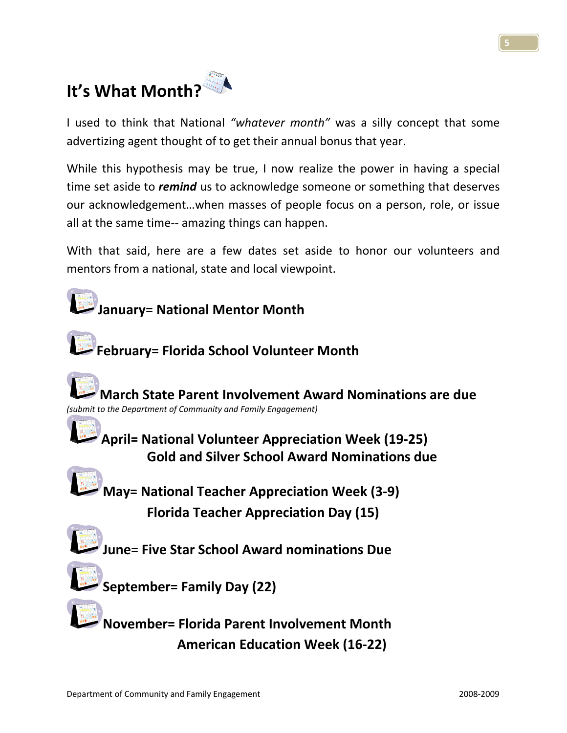# It's What Month?

I used to think that National *"whatever month"* was a silly concept that some advertizing agent thought of to get their annual bonus that year.

While this hypothesis may be true, I now realize the power in having a special time set aside to ***remind*** us to acknowledge someone or something that deserves our acknowledgement…when masses of people focus on a person, role, or issue all at the same time-- amazing things can happen.

With that said, here are a few dates set aside to honor our volunteers and mentors from a national, state and local viewpoint.

**January= National Mentor Month**

**February= Florida School Volunteer Month**

**March State Parent Involvement Award Nominations are due**
*(submit to the Department of Community and Family Engagement)*

**April= National Volunteer Appreciation Week (19-25)**
**Gold and Silver School Award Nominations due**

**May= National Teacher Appreciation Week (3-9)**
**Florida Teacher Appreciation Day (15)**

**June= Five Star School Award nominations Due**

**September= Family Day (22)**

**November= Florida Parent Involvement Month**
**American Education Week (16-22)**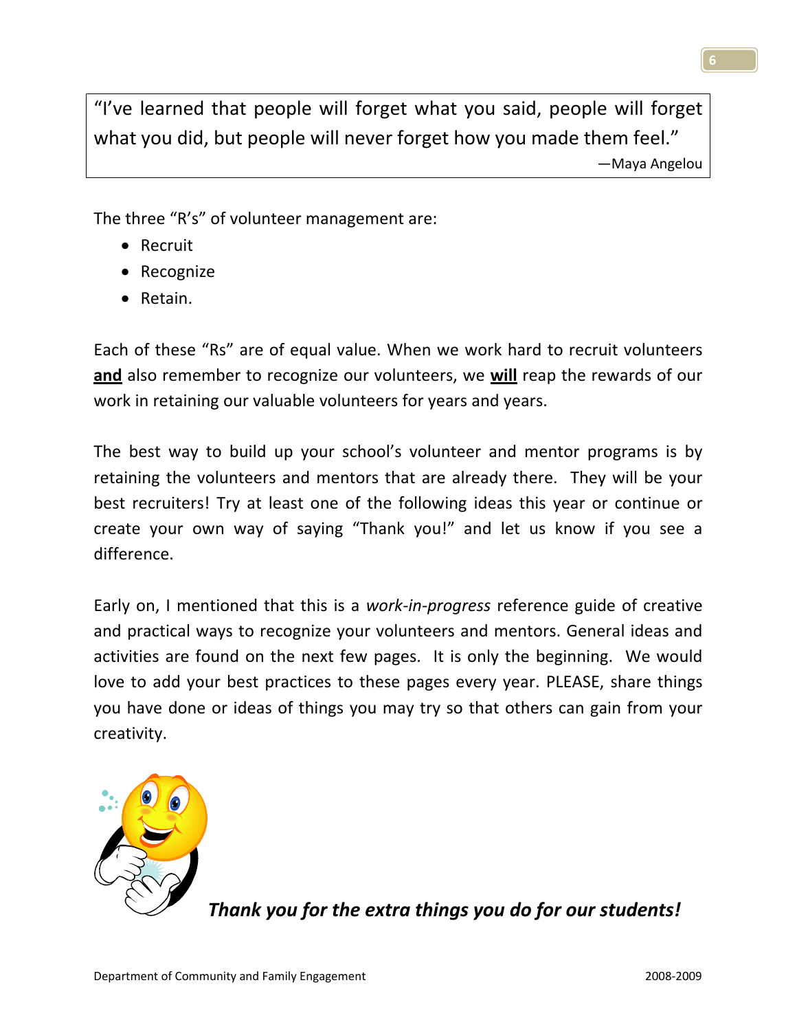> "I've learned that people will forget what you said, people will forget what you did, but people will never forget how you made them feel."
>
> —Maya Angelou

The three "R's" of volunteer management are:

- Recruit
- Recognize
- Retain.

Each of these "Rs" are of equal value. When we work hard to recruit volunteers **<u>and</u>** also remember to recognize our volunteers, we **<u>will</u>** reap the rewards of our work in retaining our valuable volunteers for years and years.

The best way to build up your school's volunteer and mentor programs is by retaining the volunteers and mentors that are already there. They will be your best recruiters! Try at least one of the following ideas this year or continue or create your own way of saying "Thank you!" and let us know if you see a difference.

Early on, I mentioned that this is a *work-in-progress* reference guide of creative and practical ways to recognize your volunteers and mentors. General ideas and activities are found on the next few pages. It is only the beginning. We would love to add your best practices to these pages every year. PLEASE, share things you have done or ideas of things you may try so that others can gain from your creativity.

***Thank you for the extra things you do for our students!***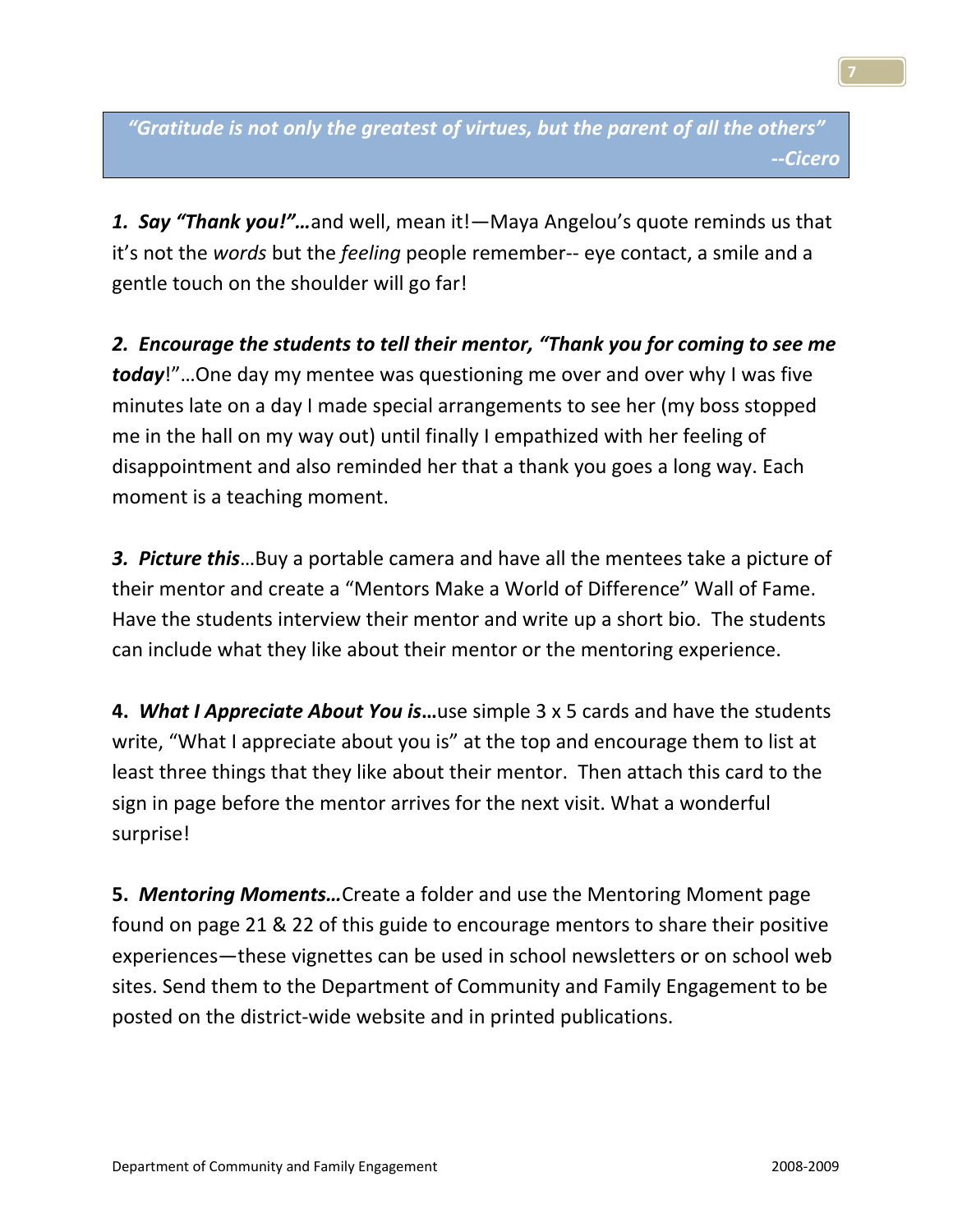> ***"Gratitude is not only the greatest of virtues, but the parent of all the others"***
> ***--Cicero***

***1. Say "Thank you!"…*** and well, mean it!—Maya Angelou's quote reminds us that it's not the *words* but the *feeling* people remember-- eye contact, a smile and a gentle touch on the shoulder will go far!

***2. Encourage the students to tell their mentor, "Thank you for coming to see me today***!"…One day my mentee was questioning me over and over why I was five minutes late on a day I made special arrangements to see her (my boss stopped me in the hall on my way out) until finally I empathized with her feeling of disappointment and also reminded her that a thank you goes a long way. Each moment is a teaching moment.

***3. Picture this***…Buy a portable camera and have all the mentees take a picture of their mentor and create a "Mentors Make a World of Difference" Wall of Fame. Have the students interview their mentor and write up a short bio. The students can include what they like about their mentor or the mentoring experience.

**4.** ***What I Appreciate About You is…*** use simple 3 x 5 cards and have the students write, "What I appreciate about you is" at the top and encourage them to list at least three things that they like about their mentor. Then attach this card to the sign in page before the mentor arrives for the next visit. What a wonderful surprise!

**5.** ***Mentoring Moments…*** Create a folder and use the Mentoring Moment page found on page 21 & 22 of this guide to encourage mentors to share their positive experiences—these vignettes can be used in school newsletters or on school web sites. Send them to the Department of Community and Family Engagement to be posted on the district-wide website and in printed publications.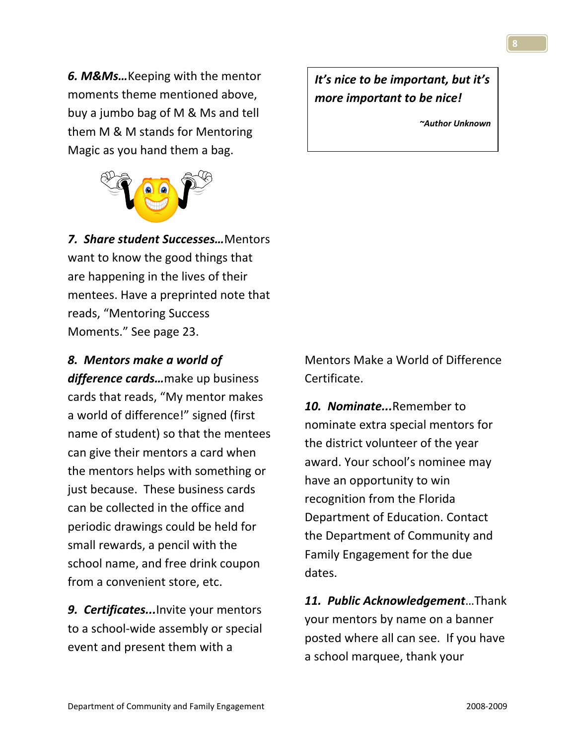***6. M&Ms…***Keeping with the mentor moments theme mentioned above, buy a jumbo bag of M & Ms and tell them M & M stands for Mentoring Magic as you hand them a bag.

> ***It's nice to be important, but it's more important to be nice!***
>
> ***~Author Unknown***

***7. Share student Successes…***Mentors want to know the good things that are happening in the lives of their mentees. Have a preprinted note that reads, "Mentoring Success Moments." See page 23.

***8. Mentors make a world of difference cards…***make up business cards that reads, "My mentor makes a world of difference!" signed (first name of student) so that the mentees can give their mentors a card when the mentors helps with something or just because. These business cards can be collected in the office and periodic drawings could be held for small rewards, a pencil with the school name, and free drink coupon from a convenient store, etc.

***9. Certificates...***Invite your mentors to a school-wide assembly or special event and present them with a Mentors Make a World of Difference Certificate.

***10. Nominate...***Remember to nominate extra special mentors for the district volunteer of the year award. Your school's nominee may have an opportunity to win recognition from the Florida Department of Education. Contact the Department of Community and Family Engagement for the due dates.

***11. Public Acknowledgement***…Thank your mentors by name on a banner posted where all can see. If you have a school marquee, thank your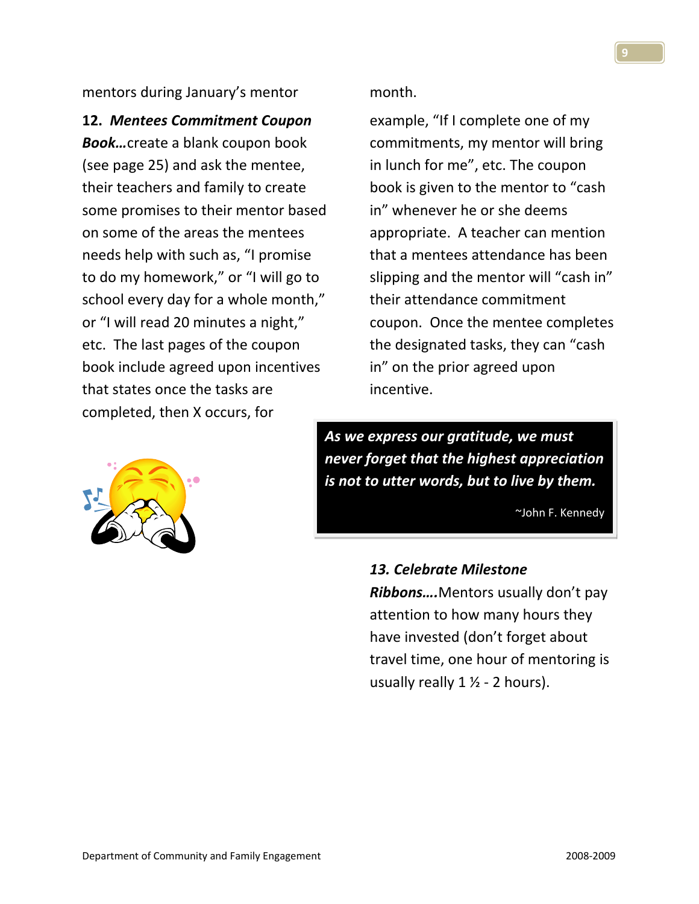mentors during January's mentor month.

**12.** ***Mentees Commitment Coupon Book…***create a blank coupon book (see page 25) and ask the mentee, their teachers and family to create some promises to their mentor based on some of the areas the mentees needs help with such as, "I promise to do my homework," or "I will go to school every day for a whole month," or "I will read 20 minutes a night," etc. The last pages of the coupon book include agreed upon incentives that states once the tasks are completed, then X occurs, for example, "If I complete one of my commitments, my mentor will bring in lunch for me", etc. The coupon book is given to the mentor to "cash in" whenever he or she deems appropriate. A teacher can mention that a mentees attendance has been slipping and the mentor will "cash in" their attendance commitment coupon. Once the mentee completes the designated tasks, they can "cash in" on the prior agreed upon incentive.

> ***As we express our gratitude, we must never forget that the highest appreciation is not to utter words, but to live by them.***
>
> ~John F. Kennedy

***13. Celebrate Milestone Ribbons….***Mentors usually don't pay attention to how many hours they have invested (don't forget about travel time, one hour of mentoring is usually really 1 ½ - 2 hours).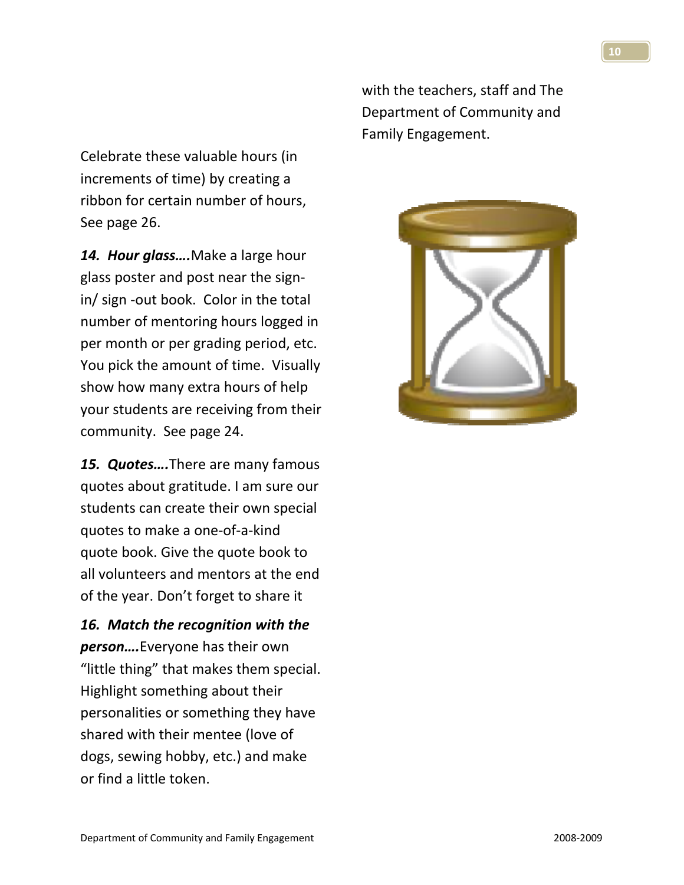Celebrate these valuable hours (in increments of time) by creating a ribbon for certain number of hours, See page 26.

***14. Hour glass….*** Make a large hour glass poster and post near the sign-in/ sign -out book. Color in the total number of mentoring hours logged in per month or per grading period, etc. You pick the amount of time. Visually show how many extra hours of help your students are receiving from their community. See page 24.

***15. Quotes….*** There are many famous quotes about gratitude. I am sure our students can create their own special quotes to make a one-of-a-kind quote book. Give the quote book to all volunteers and mentors at the end of the year. Don't forget to share it with the teachers, staff and The Department of Community and Family Engagement.

***16. Match the recognition with the person….*** Everyone has their own "little thing" that makes them special. Highlight something about their personalities or something they have shared with their mentee (love of dogs, sewing hobby, etc.) and make or find a little token.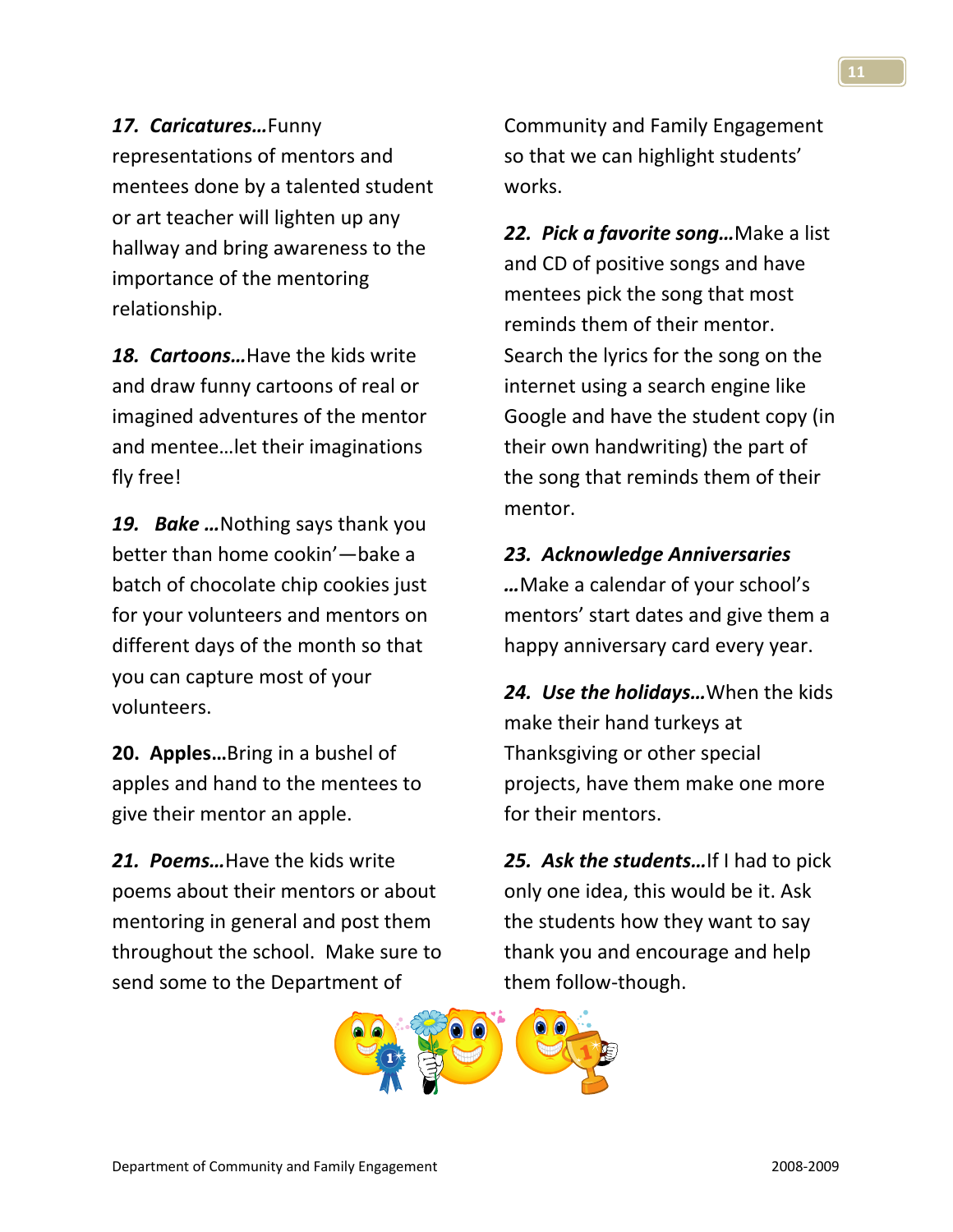***17. Caricatures…***Funny representations of mentors and mentees done by a talented student or art teacher will lighten up any hallway and bring awareness to the importance of the mentoring relationship.

***18. Cartoons…***Have the kids write and draw funny cartoons of real or imagined adventures of the mentor and mentee…let their imaginations fly free!

***19. Bake …***Nothing says thank you better than home cookin'—bake a batch of chocolate chip cookies just for your volunteers and mentors on different days of the month so that you can capture most of your volunteers.

**20. Apples…**Bring in a bushel of apples and hand to the mentees to give their mentor an apple.

***21. Poems…***Have the kids write poems about their mentors or about mentoring in general and post them throughout the school. Make sure to send some to the Department of Community and Family Engagement so that we can highlight students' works.

***22. Pick a favorite song…***Make a list and CD of positive songs and have mentees pick the song that most reminds them of their mentor. Search the lyrics for the song on the internet using a search engine like Google and have the student copy (in their own handwriting) the part of the song that reminds them of their mentor.

***23. Acknowledge Anniversaries …***Make a calendar of your school's mentors' start dates and give them a happy anniversary card every year.

***24. Use the holidays…***When the kids make their hand turkeys at Thanksgiving or other special projects, have them make one more for their mentors.

***25. Ask the students…***If I had to pick only one idea, this would be it. Ask the students how they want to say thank you and encourage and help them follow-though.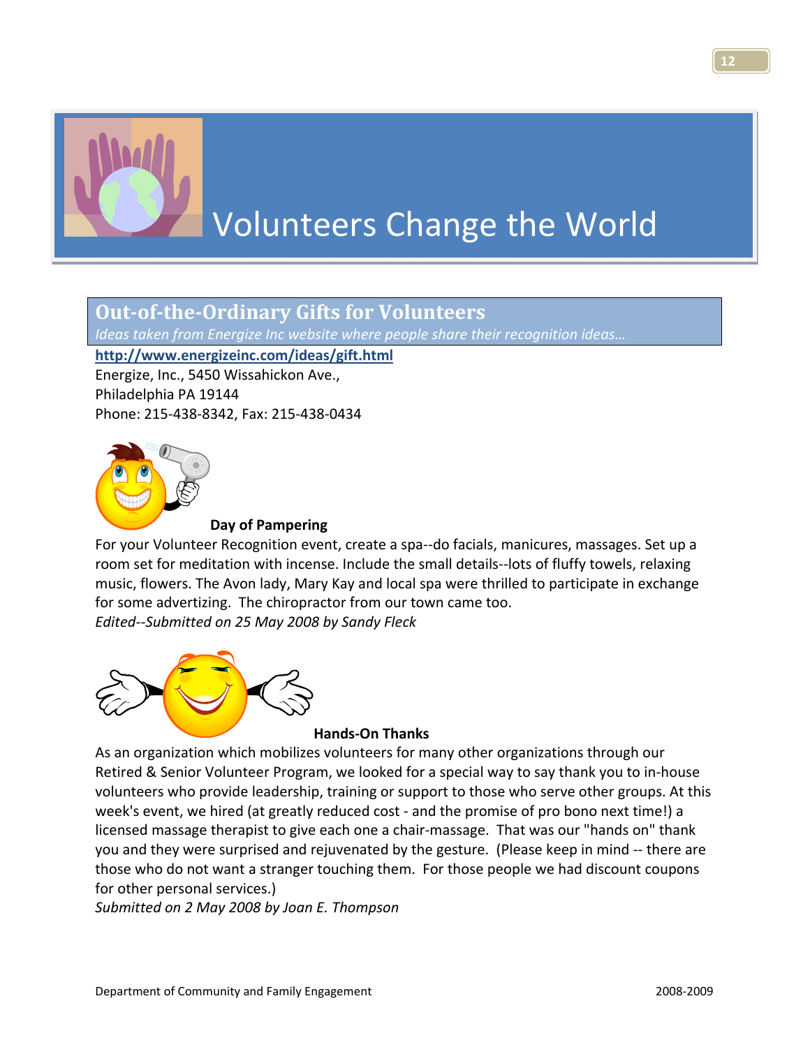# Volunteers Change the World

## Out-of-the-Ordinary Gifts for Volunteers

*Ideas taken from Energize Inc website where people share their recognition ideas…*

**http://www.energizeinc.com/ideas/gift.html**

Energize, Inc., 5450 Wissahickon Ave.,
Philadelphia PA 19144
Phone: 215-438-8342, Fax: 215-438-0434

### Day of Pampering

For your Volunteer Recognition event, create a spa--do facials, manicures, massages. Set up a room set for meditation with incense. Include the small details--lots of fluffy towels, relaxing music, flowers. The Avon lady, Mary Kay and local spa were thrilled to participate in exchange for some advertizing. The chiropractor from our town came too.

*Edited--Submitted on 25 May 2008 by Sandy Fleck*

### Hands-On Thanks

As an organization which mobilizes volunteers for many other organizations through our Retired & Senior Volunteer Program, we looked for a special way to say thank you to in-house volunteers who provide leadership, training or support to those who serve other groups. At this week's event, we hired (at greatly reduced cost - and the promise of pro bono next time!) a licensed massage therapist to give each one a chair-massage. That was our "hands on" thank you and they were surprised and rejuvenated by the gesture. (Please keep in mind -- there are those who do not want a stranger touching them. For those people we had discount coupons for other personal services.)

*Submitted on 2 May 2008 by Joan E. Thompson*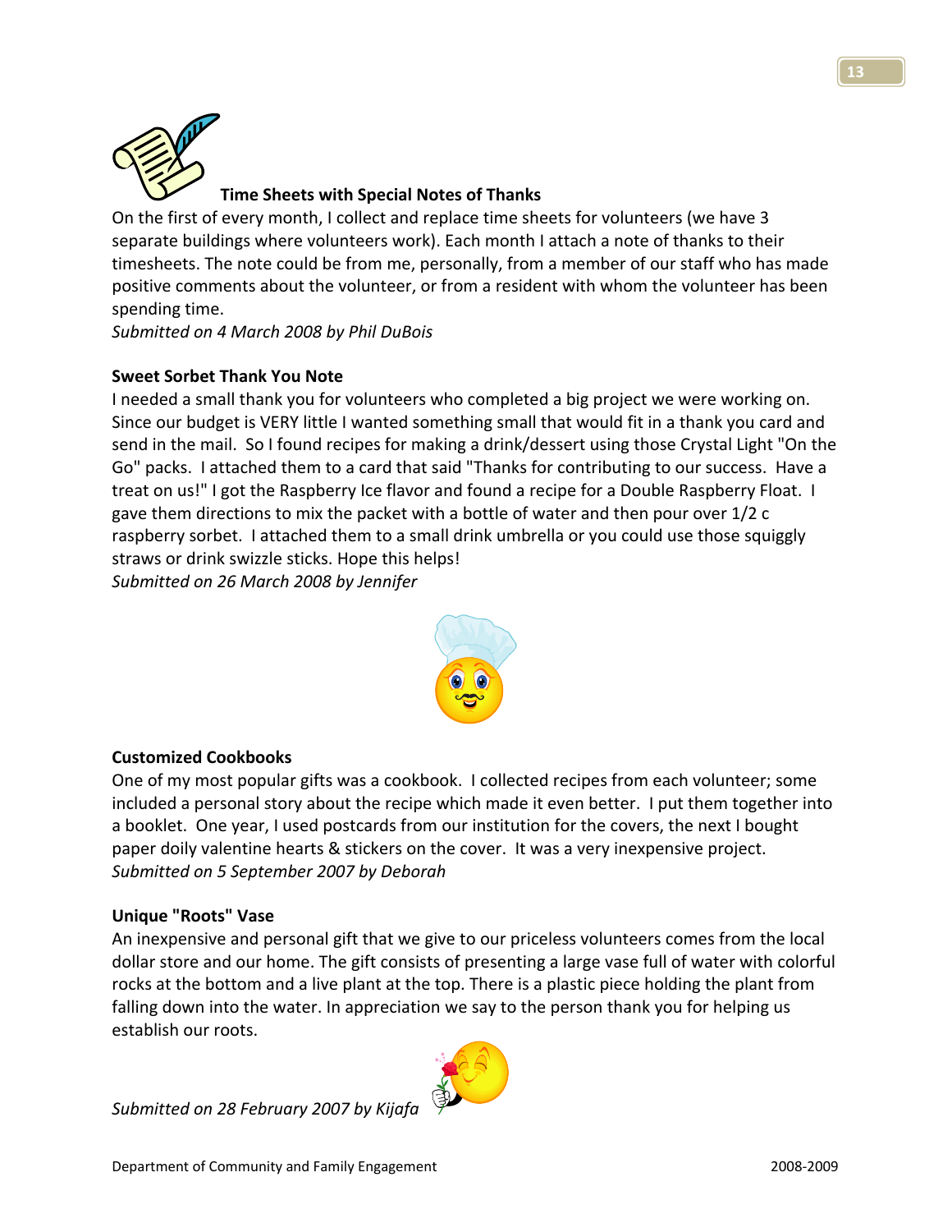### Time Sheets with Special Notes of Thanks

On the first of every month, I collect and replace time sheets for volunteers (we have 3 separate buildings where volunteers work). Each month I attach a note of thanks to their timesheets. The note could be from me, personally, from a member of our staff who has made positive comments about the volunteer, or from a resident with whom the volunteer has been spending time.

*Submitted on 4 March 2008 by Phil DuBois*

### Sweet Sorbet Thank You Note

I needed a small thank you for volunteers who completed a big project we were working on. Since our budget is VERY little I wanted something small that would fit in a thank you card and send in the mail. So I found recipes for making a drink/dessert using those Crystal Light "On the Go" packs. I attached them to a card that said "Thanks for contributing to our success. Have a treat on us!" I got the Raspberry Ice flavor and found a recipe for a Double Raspberry Float. I gave them directions to mix the packet with a bottle of water and then pour over 1/2 c raspberry sorbet. I attached them to a small drink umbrella or you could use those squiggly straws or drink swizzle sticks. Hope this helps!

*Submitted on 26 March 2008 by Jennifer*

### Customized Cookbooks

One of my most popular gifts was a cookbook. I collected recipes from each volunteer; some included a personal story about the recipe which made it even better. I put them together into a booklet. One year, I used postcards from our institution for the covers, the next I bought paper doily valentine hearts & stickers on the cover. It was a very inexpensive project.

*Submitted on 5 September 2007 by Deborah*

### Unique "Roots" Vase

An inexpensive and personal gift that we give to our priceless volunteers comes from the local dollar store and our home. The gift consists of presenting a large vase full of water with colorful rocks at the bottom and a live plant at the top. There is a plastic piece holding the plant from falling down into the water. In appreciation we say to the person thank you for helping us establish our roots.

*Submitted on 28 February 2007 by Kijafa*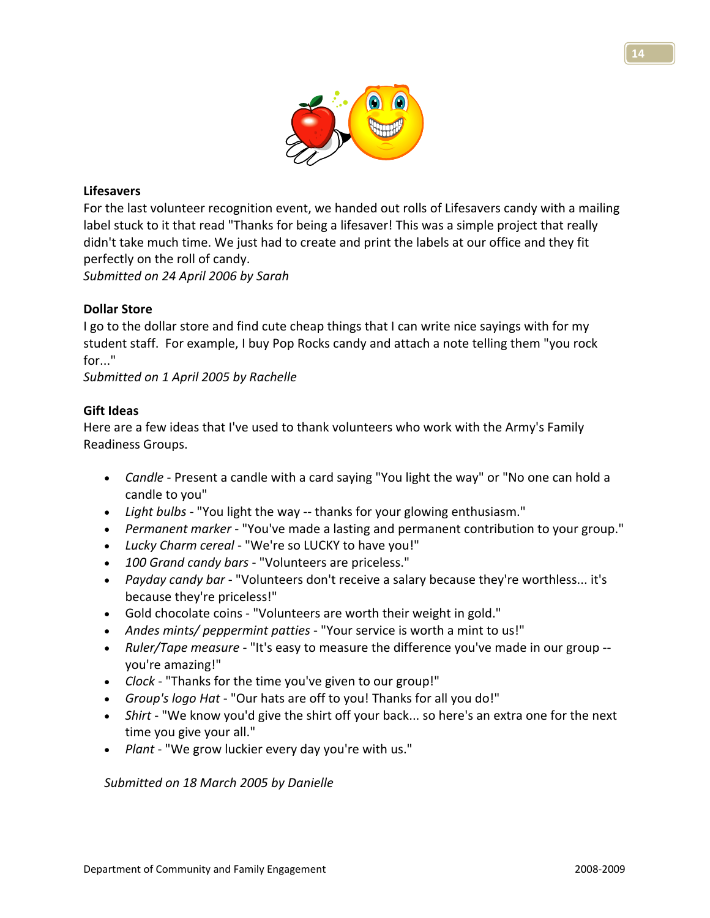**Lifesavers**

For the last volunteer recognition event, we handed out rolls of Lifesavers candy with a mailing label stuck to it that read "Thanks for being a lifesaver! This was a simple project that really didn't take much time. We just had to create and print the labels at our office and they fit perfectly on the roll of candy.

*Submitted on 24 April 2006 by Sarah*

**Dollar Store**

I go to the dollar store and find cute cheap things that I can write nice sayings with for my student staff. For example, I buy Pop Rocks candy and attach a note telling them "you rock for..."

*Submitted on 1 April 2005 by Rachelle*

**Gift Ideas**

Here are a few ideas that I've used to thank volunteers who work with the Army's Family Readiness Groups.

- *Candle* - Present a candle with a card saying "You light the way" or "No one can hold a candle to you"
- *Light bulbs* - "You light the way -- thanks for your glowing enthusiasm."
- *Permanent marker* - "You've made a lasting and permanent contribution to your group."
- *Lucky Charm cereal* - "We're so LUCKY to have you!"
- *100 Grand candy bars* - "Volunteers are priceless."
- *Payday candy bar* - "Volunteers don't receive a salary because they're worthless... it's because they're priceless!"
- Gold chocolate coins - "Volunteers are worth their weight in gold."
- *Andes mints/ peppermint patties* - "Your service is worth a mint to us!"
- *Ruler/Tape measure* - "It's easy to measure the difference you've made in our group -- you're amazing!"
- *Clock* - "Thanks for the time you've given to our group!"
- *Group's logo Hat* - "Our hats are off to you! Thanks for all you do!"
- *Shirt* - "We know you'd give the shirt off your back... so here's an extra one for the next time you give your all."
- *Plant* - "We grow luckier every day you're with us."

*Submitted on 18 March 2005 by Danielle*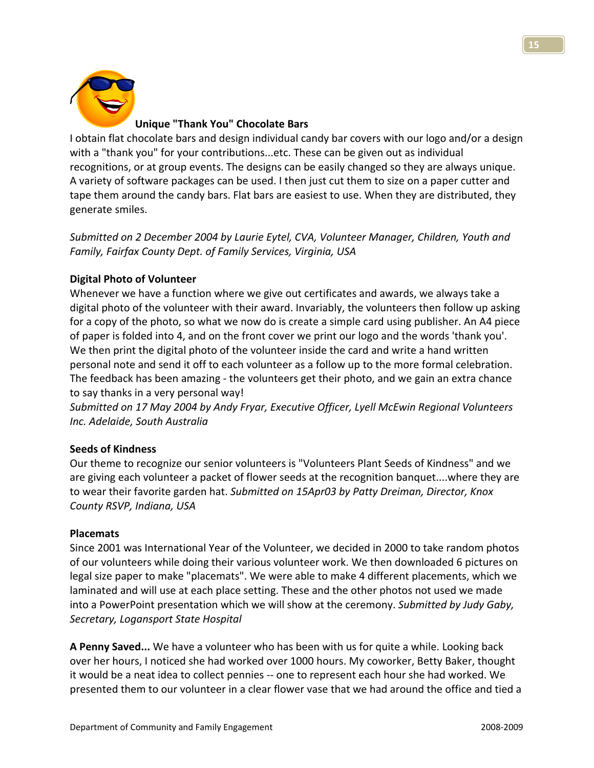**Unique "Thank You" Chocolate Bars**

I obtain flat chocolate bars and design individual candy bar covers with our logo and/or a design with a "thank you" for your contributions...etc. These can be given out as individual recognitions, or at group events. The designs can be easily changed so they are always unique. A variety of software packages can be used. I then just cut them to size on a paper cutter and tape them around the candy bars. Flat bars are easiest to use. When they are distributed, they generate smiles.

*Submitted on 2 December 2004 by Laurie Eytel, CVA, Volunteer Manager, Children, Youth and Family, Fairfax County Dept. of Family Services, Virginia, USA*

**Digital Photo of Volunteer**

Whenever we have a function where we give out certificates and awards, we always take a digital photo of the volunteer with their award. Invariably, the volunteers then follow up asking for a copy of the photo, so what we now do is create a simple card using publisher. An A4 piece of paper is folded into 4, and on the front cover we print our logo and the words 'thank you'. We then print the digital photo of the volunteer inside the card and write a hand written personal note and send it off to each volunteer as a follow up to the more formal celebration. The feedback has been amazing - the volunteers get their photo, and we gain an extra chance to say thanks in a very personal way!

*Submitted on 17 May 2004 by Andy Fryar, Executive Officer, Lyell McEwin Regional Volunteers Inc. Adelaide, South Australia*

**Seeds of Kindness**

Our theme to recognize our senior volunteers is "Volunteers Plant Seeds of Kindness" and we are giving each volunteer a packet of flower seeds at the recognition banquet....where they are to wear their favorite garden hat. *Submitted on 15Apr03 by Patty Dreiman, Director, Knox County RSVP, Indiana, USA*

**Placemats**

Since 2001 was International Year of the Volunteer, we decided in 2000 to take random photos of our volunteers while doing their various volunteer work. We then downloaded 6 pictures on legal size paper to make "placemats". We were able to make 4 different placements, which we laminated and will use at each place setting. These and the other photos not used we made into a PowerPoint presentation which we will show at the ceremony. *Submitted by Judy Gaby, Secretary, Logansport State Hospital*

**A Penny Saved...** We have a volunteer who has been with us for quite a while. Looking back over her hours, I noticed she had worked over 1000 hours. My coworker, Betty Baker, thought it would be a neat idea to collect pennies -- one to represent each hour she had worked. We presented them to our volunteer in a clear flower vase that we had around the office and tied a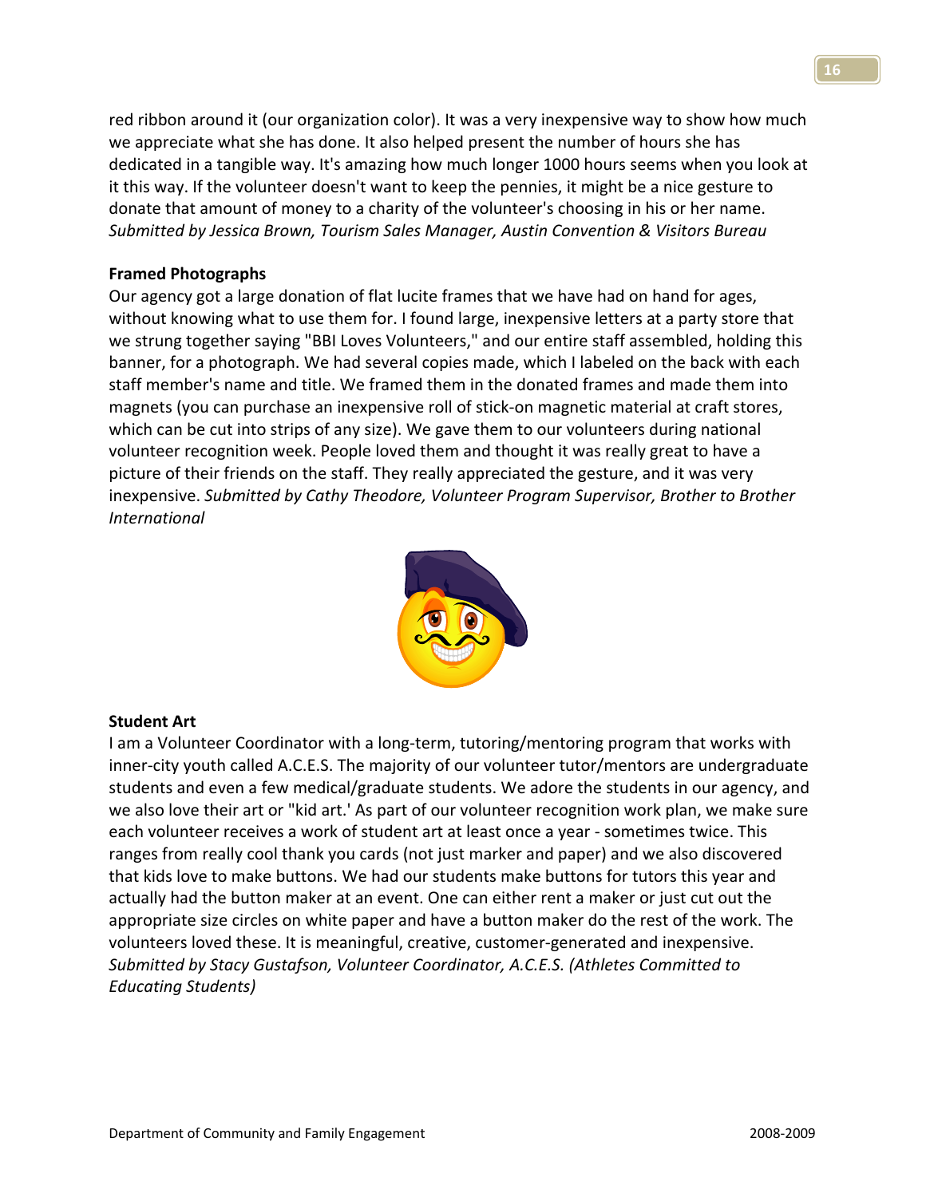red ribbon around it (our organization color). It was a very inexpensive way to show how much we appreciate what she has done. It also helped present the number of hours she has dedicated in a tangible way. It's amazing how much longer 1000 hours seems when you look at it this way. If the volunteer doesn't want to keep the pennies, it might be a nice gesture to donate that amount of money to a charity of the volunteer's choosing in his or her name. *Submitted by Jessica Brown, Tourism Sales Manager, Austin Convention & Visitors Bureau*

**Framed Photographs**

Our agency got a large donation of flat lucite frames that we have had on hand for ages, without knowing what to use them for. I found large, inexpensive letters at a party store that we strung together saying "BBI Loves Volunteers," and our entire staff assembled, holding this banner, for a photograph. We had several copies made, which I labeled on the back with each staff member's name and title. We framed them in the donated frames and made them into magnets (you can purchase an inexpensive roll of stick-on magnetic material at craft stores, which can be cut into strips of any size). We gave them to our volunteers during national volunteer recognition week. People loved them and thought it was really great to have a picture of their friends on the staff. They really appreciated the gesture, and it was very inexpensive. *Submitted by Cathy Theodore, Volunteer Program Supervisor, Brother to Brother International*

**Student Art**

I am a Volunteer Coordinator with a long-term, tutoring/mentoring program that works with inner-city youth called A.C.E.S. The majority of our volunteer tutor/mentors are undergraduate students and even a few medical/graduate students. We adore the students in our agency, and we also love their art or "kid art.' As part of our volunteer recognition work plan, we make sure each volunteer receives a work of student art at least once a year - sometimes twice. This ranges from really cool thank you cards (not just marker and paper) and we also discovered that kids love to make buttons. We had our students make buttons for tutors this year and actually had the button maker at an event. One can either rent a maker or just cut out the appropriate size circles on white paper and have a button maker do the rest of the work. The volunteers loved these. It is meaningful, creative, customer-generated and inexpensive. *Submitted by Stacy Gustafson, Volunteer Coordinator, A.C.E.S. (Athletes Committed to Educating Students)*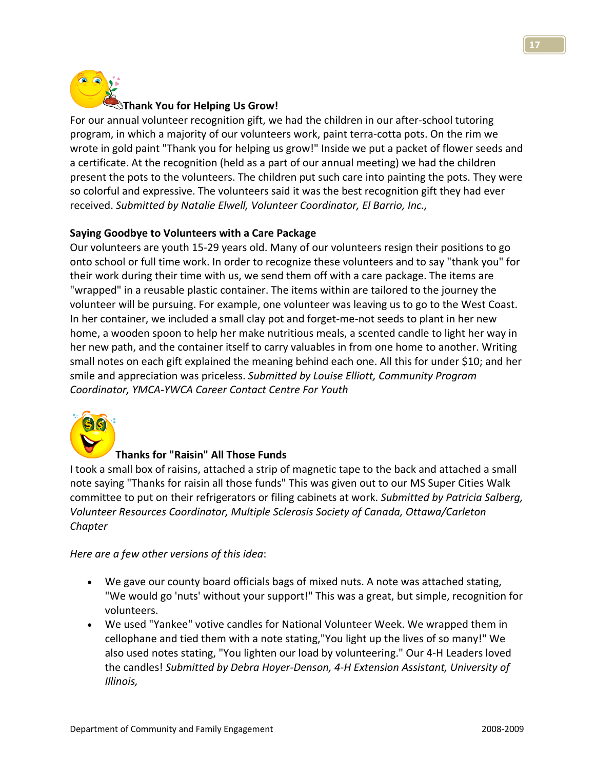**Thank You for Helping Us Grow!**

For our annual volunteer recognition gift, we had the children in our after-school tutoring program, in which a majority of our volunteers work, paint terra-cotta pots. On the rim we wrote in gold paint "Thank you for helping us grow!" Inside we put a packet of flower seeds and a certificate. At the recognition (held as a part of our annual meeting) we had the children present the pots to the volunteers. The children put such care into painting the pots. They were so colorful and expressive. The volunteers said it was the best recognition gift they had ever received. *Submitted by Natalie Elwell, Volunteer Coordinator, El Barrio, Inc.,*

**Saying Goodbye to Volunteers with a Care Package**

Our volunteers are youth 15-29 years old. Many of our volunteers resign their positions to go onto school or full time work. In order to recognize these volunteers and to say "thank you" for their work during their time with us, we send them off with a care package. The items are "wrapped" in a reusable plastic container. The items within are tailored to the journey the volunteer will be pursuing. For example, one volunteer was leaving us to go to the West Coast. In her container, we included a small clay pot and forget-me-not seeds to plant in her new home, a wooden spoon to help her make nutritious meals, a scented candle to light her way in her new path, and the container itself to carry valuables in from one home to another. Writing small notes on each gift explained the meaning behind each one. All this for under $10; and her smile and appreciation was priceless. *Submitted by Louise Elliott, Community Program Coordinator, YMCA-YWCA Career Contact Centre For Youth*

**Thanks for "Raisin" All Those Funds**

I took a small box of raisins, attached a strip of magnetic tape to the back and attached a small note saying "Thanks for raisin all those funds" This was given out to our MS Super Cities Walk committee to put on their refrigerators or filing cabinets at work. *Submitted by Patricia Salberg, Volunteer Resources Coordinator, Multiple Sclerosis Society of Canada, Ottawa/Carleton Chapter*

*Here are a few other versions of this idea*:

- We gave our county board officials bags of mixed nuts. A note was attached stating, "We would go 'nuts' without your support!" This was a great, but simple, recognition for volunteers.
- We used "Yankee" votive candles for National Volunteer Week. We wrapped them in cellophane and tied them with a note stating,"You light up the lives of so many!" We also used notes stating, "You lighten our load by volunteering." Our 4-H Leaders loved the candles! *Submitted by Debra Hoyer-Denson, 4-H Extension Assistant, University of Illinois,*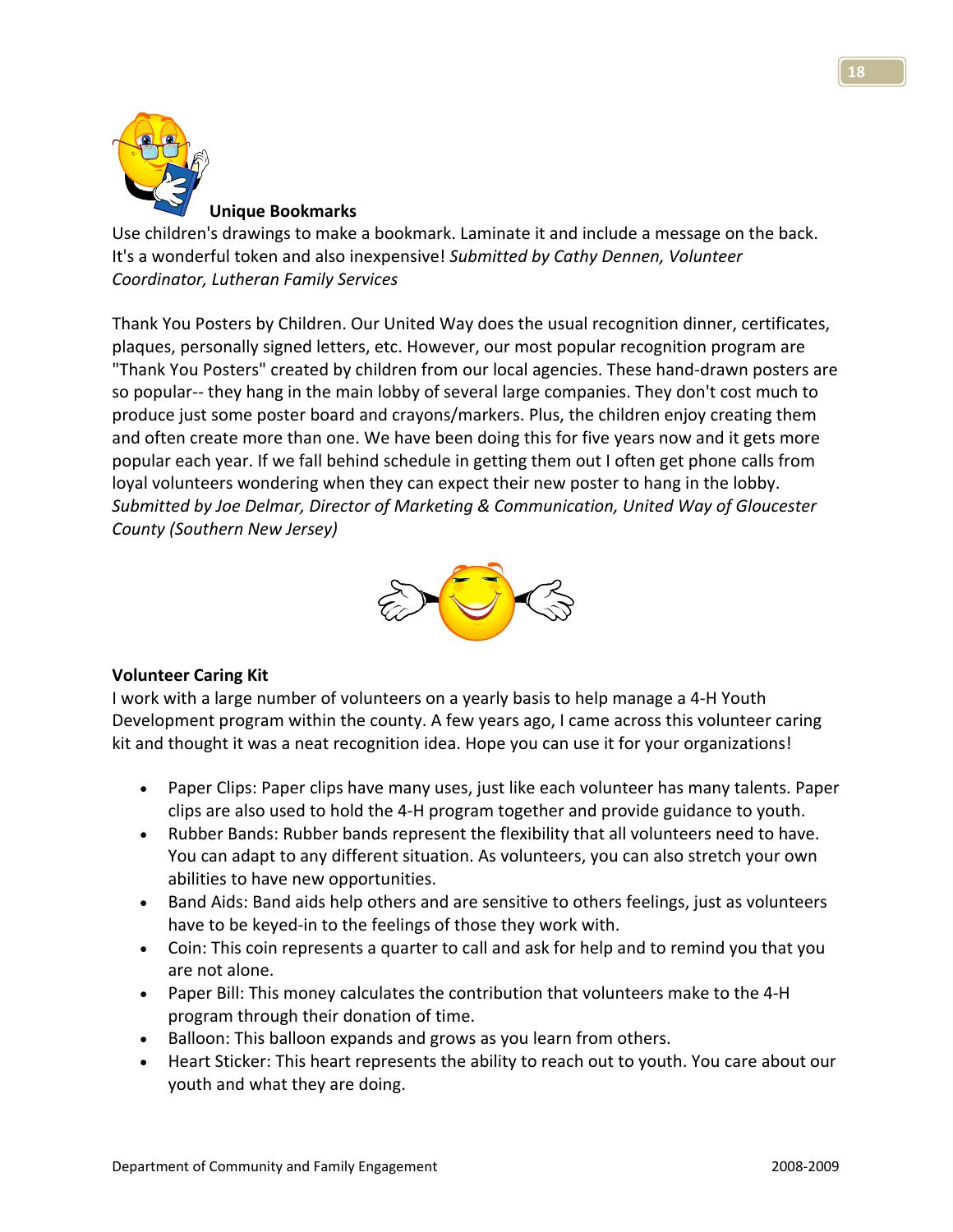### Unique Bookmarks

Use children's drawings to make a bookmark. Laminate it and include a message on the back. It's a wonderful token and also inexpensive! *Submitted by Cathy Dennen, Volunteer Coordinator, Lutheran Family Services*

Thank You Posters by Children. Our United Way does the usual recognition dinner, certificates, plaques, personally signed letters, etc. However, our most popular recognition program are "Thank You Posters" created by children from our local agencies. These hand-drawn posters are so popular-- they hang in the main lobby of several large companies. They don't cost much to produce just some poster board and crayons/markers. Plus, the children enjoy creating them and often create more than one. We have been doing this for five years now and it gets more popular each year. If we fall behind schedule in getting them out I often get phone calls from loyal volunteers wondering when they can expect their new poster to hang in the lobby. *Submitted by Joe Delmar, Director of Marketing & Communication, United Way of Gloucester County (Southern New Jersey)*

### Volunteer Caring Kit

I work with a large number of volunteers on a yearly basis to help manage a 4-H Youth Development program within the county. A few years ago, I came across this volunteer caring kit and thought it was a neat recognition idea. Hope you can use it for your organizations!

- Paper Clips: Paper clips have many uses, just like each volunteer has many talents. Paper clips are also used to hold the 4-H program together and provide guidance to youth.
- Rubber Bands: Rubber bands represent the flexibility that all volunteers need to have. You can adapt to any different situation. As volunteers, you can also stretch your own abilities to have new opportunities.
- Band Aids: Band aids help others and are sensitive to others feelings, just as volunteers have to be keyed-in to the feelings of those they work with.
- Coin: This coin represents a quarter to call and ask for help and to remind you that you are not alone.
- Paper Bill: This money calculates the contribution that volunteers make to the 4-H program through their donation of time.
- Balloon: This balloon expands and grows as you learn from others.
- Heart Sticker: This heart represents the ability to reach out to youth. You care about our youth and what they are doing.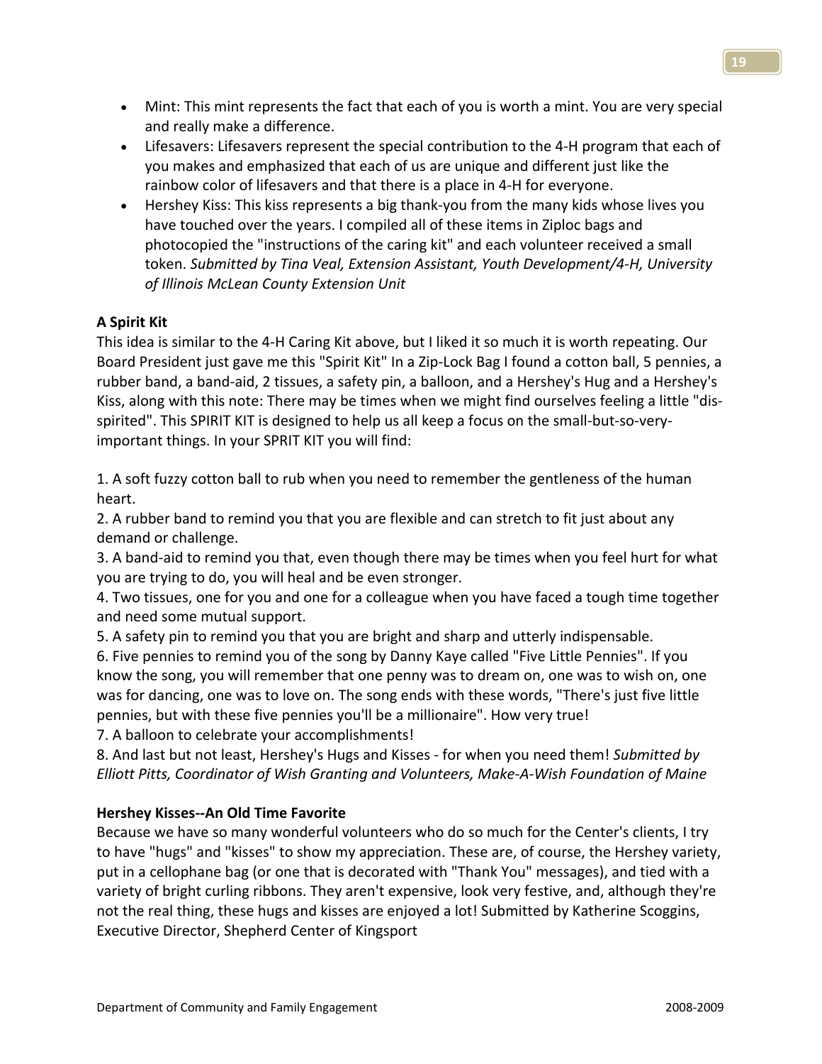- Mint: This mint represents the fact that each of you is worth a mint. You are very special and really make a difference.
- Lifesavers: Lifesavers represent the special contribution to the 4-H program that each of you makes and emphasized that each of us are unique and different just like the rainbow color of lifesavers and that there is a place in 4-H for everyone.
- Hershey Kiss: This kiss represents a big thank-you from the many kids whose lives you have touched over the years. I compiled all of these items in Ziploc bags and photocopied the "instructions of the caring kit" and each volunteer received a small token. *Submitted by Tina Veal, Extension Assistant, Youth Development/4-H, University of Illinois McLean County Extension Unit*

**A Spirit Kit**

This idea is similar to the 4-H Caring Kit above, but I liked it so much it is worth repeating. Our Board President just gave me this "Spirit Kit" In a Zip-Lock Bag I found a cotton ball, 5 pennies, a rubber band, a band-aid, 2 tissues, a safety pin, a balloon, and a Hershey's Hug and a Hershey's Kiss, along with this note: There may be times when we might find ourselves feeling a little "dis-spirited". This SPIRIT KIT is designed to help us all keep a focus on the small-but-so-very-important things. In your SPRIT KIT you will find:

1. A soft fuzzy cotton ball to rub when you need to remember the gentleness of the human heart.
2. A rubber band to remind you that you are flexible and can stretch to fit just about any demand or challenge.
3. A band-aid to remind you that, even though there may be times when you feel hurt for what you are trying to do, you will heal and be even stronger.
4. Two tissues, one for you and one for a colleague when you have faced a tough time together and need some mutual support.
5. A safety pin to remind you that you are bright and sharp and utterly indispensable.
6. Five pennies to remind you of the song by Danny Kaye called "Five Little Pennies". If you know the song, you will remember that one penny was to dream on, one was to wish on, one was for dancing, one was to love on. The song ends with these words, "There's just five little pennies, but with these five pennies you'll be a millionaire". How very true!
7. A balloon to celebrate your accomplishments!
8. And last but not least, Hershey's Hugs and Kisses - for when you need them! *Submitted by Elliott Pitts, Coordinator of Wish Granting and Volunteers, Make-A-Wish Foundation of Maine*

**Hershey Kisses--An Old Time Favorite**

Because we have so many wonderful volunteers who do so much for the Center's clients, I try to have "hugs" and "kisses" to show my appreciation. These are, of course, the Hershey variety, put in a cellophane bag (or one that is decorated with "Thank You" messages), and tied with a variety of bright curling ribbons. They aren't expensive, look very festive, and, although they're not the real thing, these hugs and kisses are enjoyed a lot! Submitted by Katherine Scoggins, Executive Director, Shepherd Center of Kingsport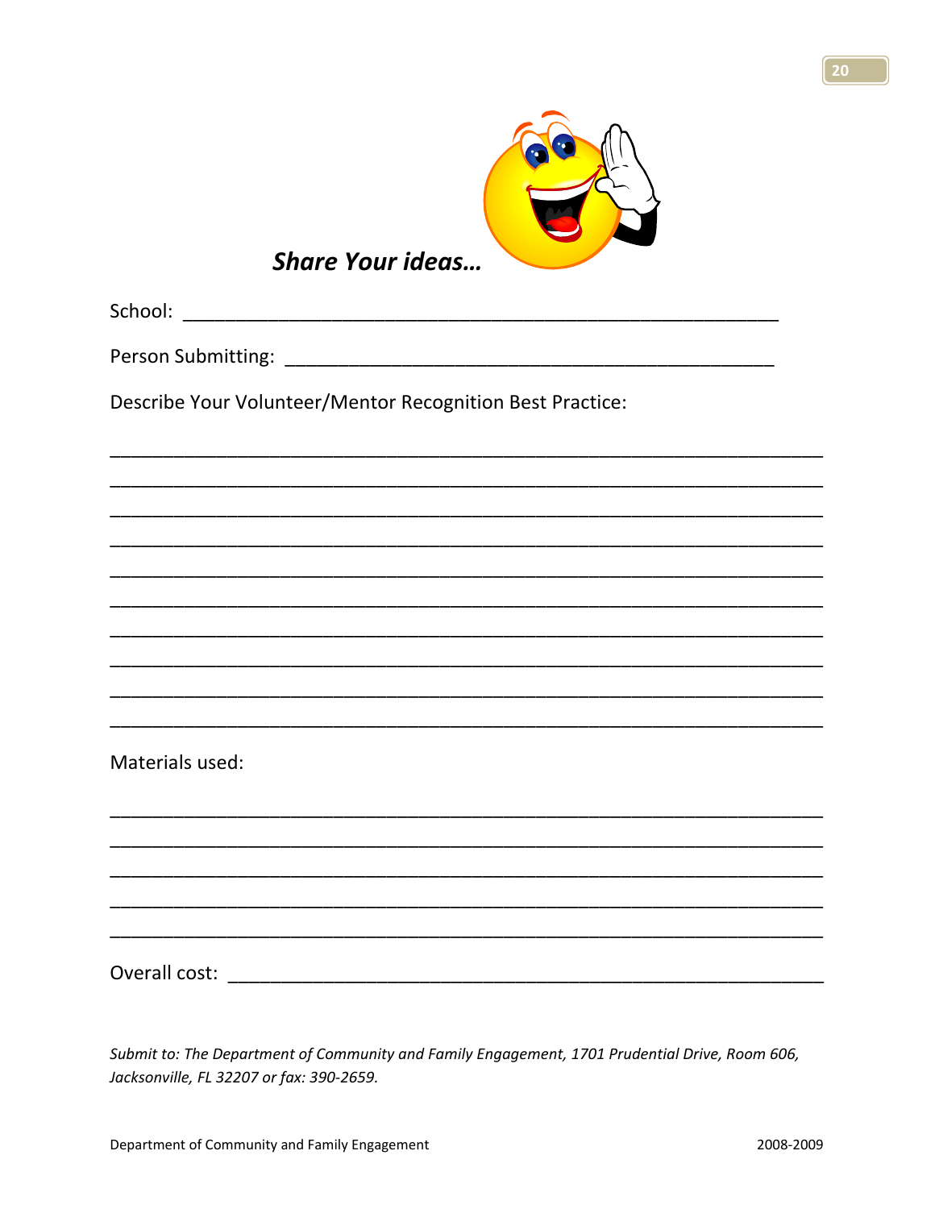## ***Share Your ideas…***

School: ________________________________________________________

Person Submitting: ____________________________________________

Describe Your Volunteer/Mentor Recognition Best Practice:

_____________________________________________________________________

_____________________________________________________________________

_____________________________________________________________________

_____________________________________________________________________

_____________________________________________________________________

_____________________________________________________________________

_____________________________________________________________________

_____________________________________________________________________

_____________________________________________________________________

_____________________________________________________________________

Materials used:

_____________________________________________________________________

_____________________________________________________________________

_____________________________________________________________________

_____________________________________________________________________

_____________________________________________________________________

Overall cost: __________________________________________________________

*Submit to: The Department of Community and Family Engagement, 1701 Prudential Drive, Room 606, Jacksonville, FL 32207 or fax: 390-2659.*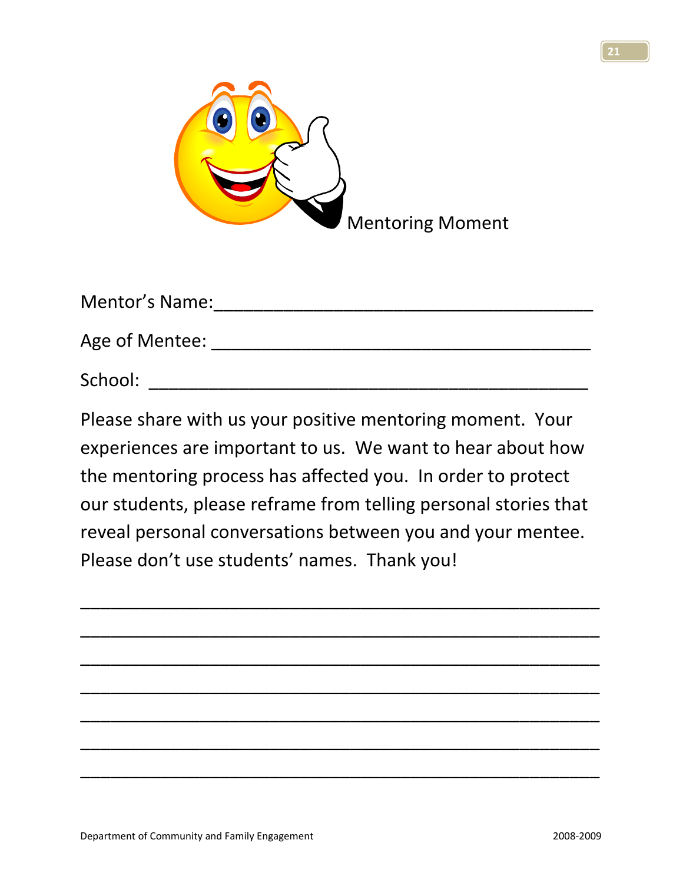# Mentoring Moment

Mentor's Name:_______________________________________

Age of Mentee: _______________________________________

School: _____________________________________________

Please share with us your positive mentoring moment. Your experiences are important to us. We want to hear about how the mentoring process has affected you. In order to protect our students, please reframe from telling personal stories that reveal personal conversations between you and your mentee. Please don't use students' names. Thank you!

______________________________________________________

______________________________________________________

______________________________________________________

______________________________________________________

______________________________________________________

______________________________________________________

______________________________________________________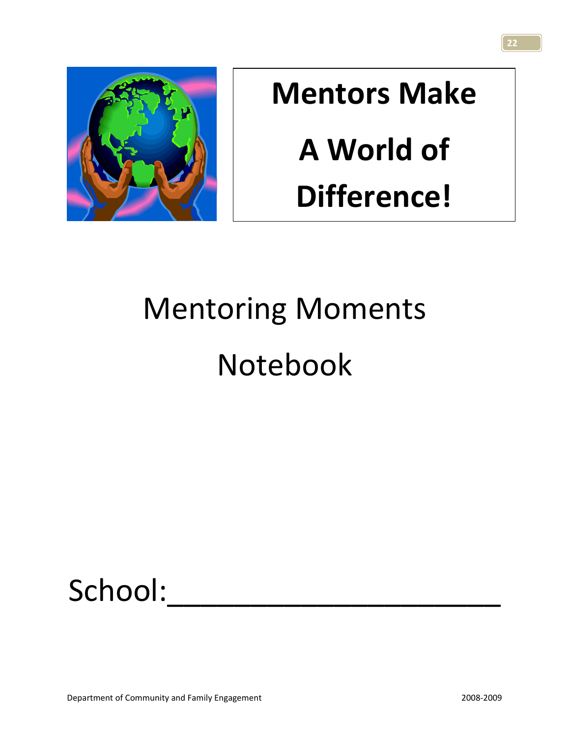# Mentors Make A World of Difference!

# Mentoring Moments Notebook

School:\_\_\_\_\_\_\_\_\_\_\_\_\_\_\_\_\_\_\_\_\_\_\_\_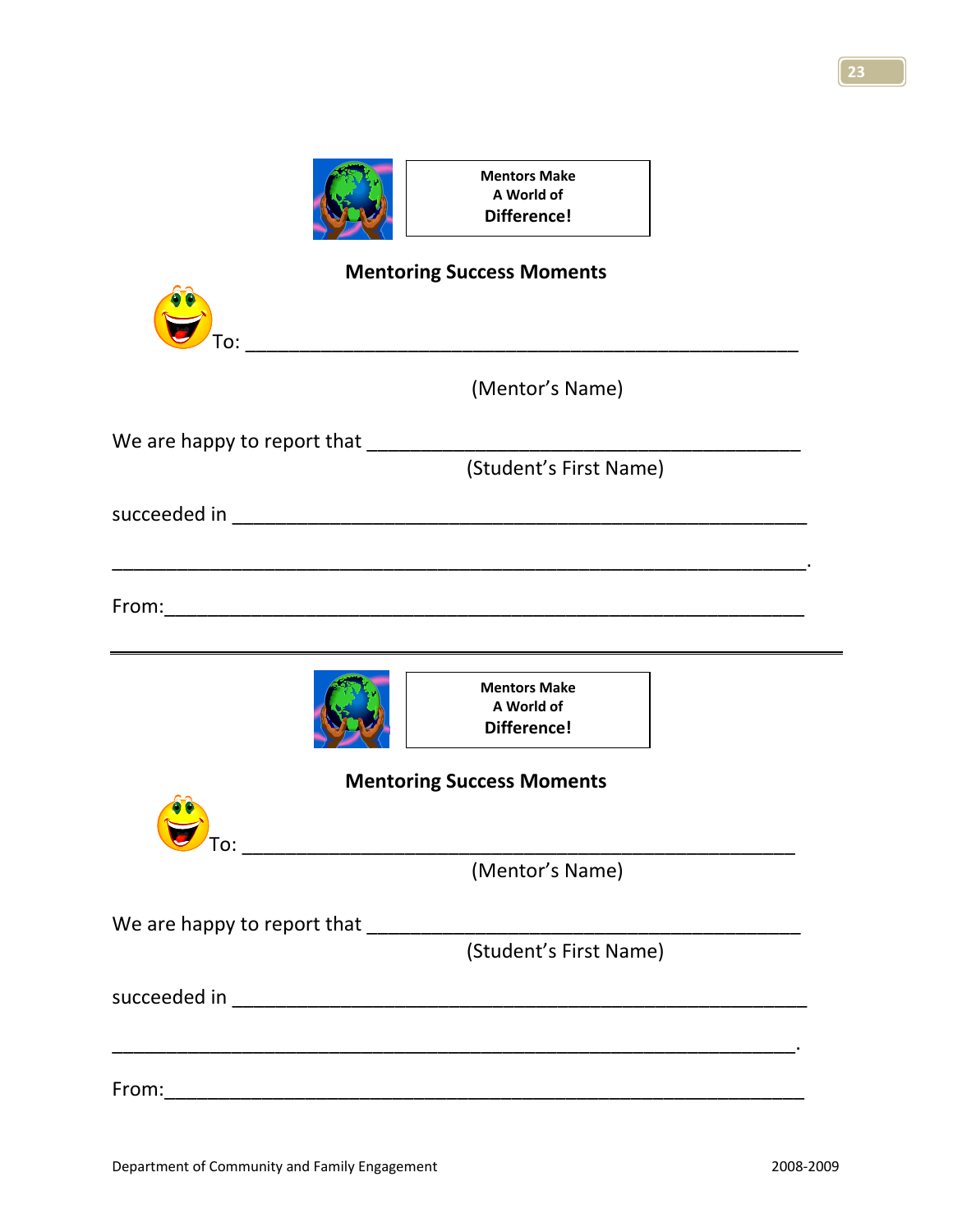**Mentors Make A World of Difference!**

**Mentoring Success Moments**

To: ______________________________________________

(Mentor's Name)

We are happy to report that ______________________________

(Student's First Name)

succeeded in _____________________________________________

_________________________________________________________.

From:____________________________________________________

---

**Mentors Make A World of Difference!**

**Mentoring Success Moments**

To: ______________________________________________

(Mentor's Name)

We are happy to report that ______________________________

(Student's First Name)

succeeded in _____________________________________________

_________________________________________________________.

From:____________________________________________________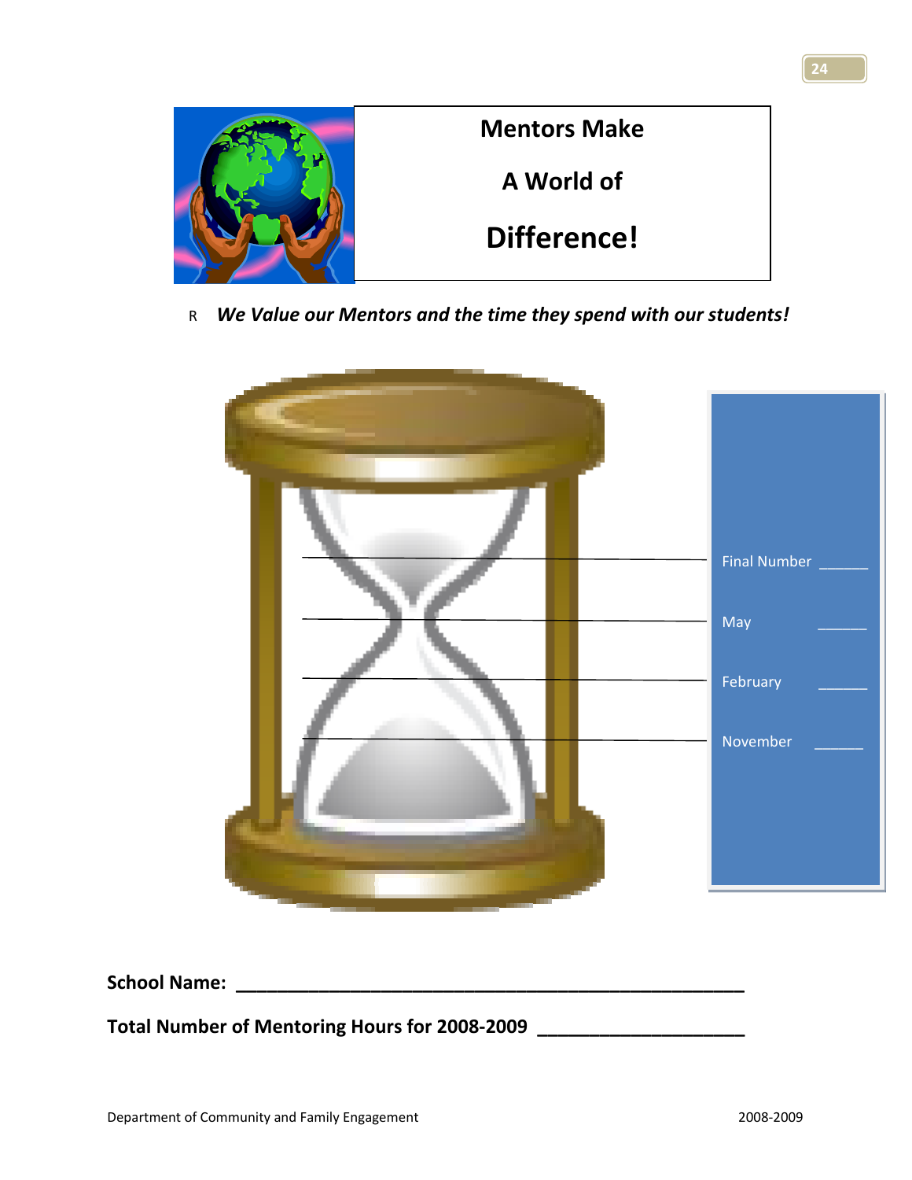# Mentors Make A World of Difference!

R *We Value our Mentors and the time they spend with our students!*

Final Number ______

May ______

February ______

November ______

**School Name: ___________________________________________________**

**Total Number of Mentoring Hours for 2008-2009 ____________________**

Department of Community and Family Engagement 2008-2009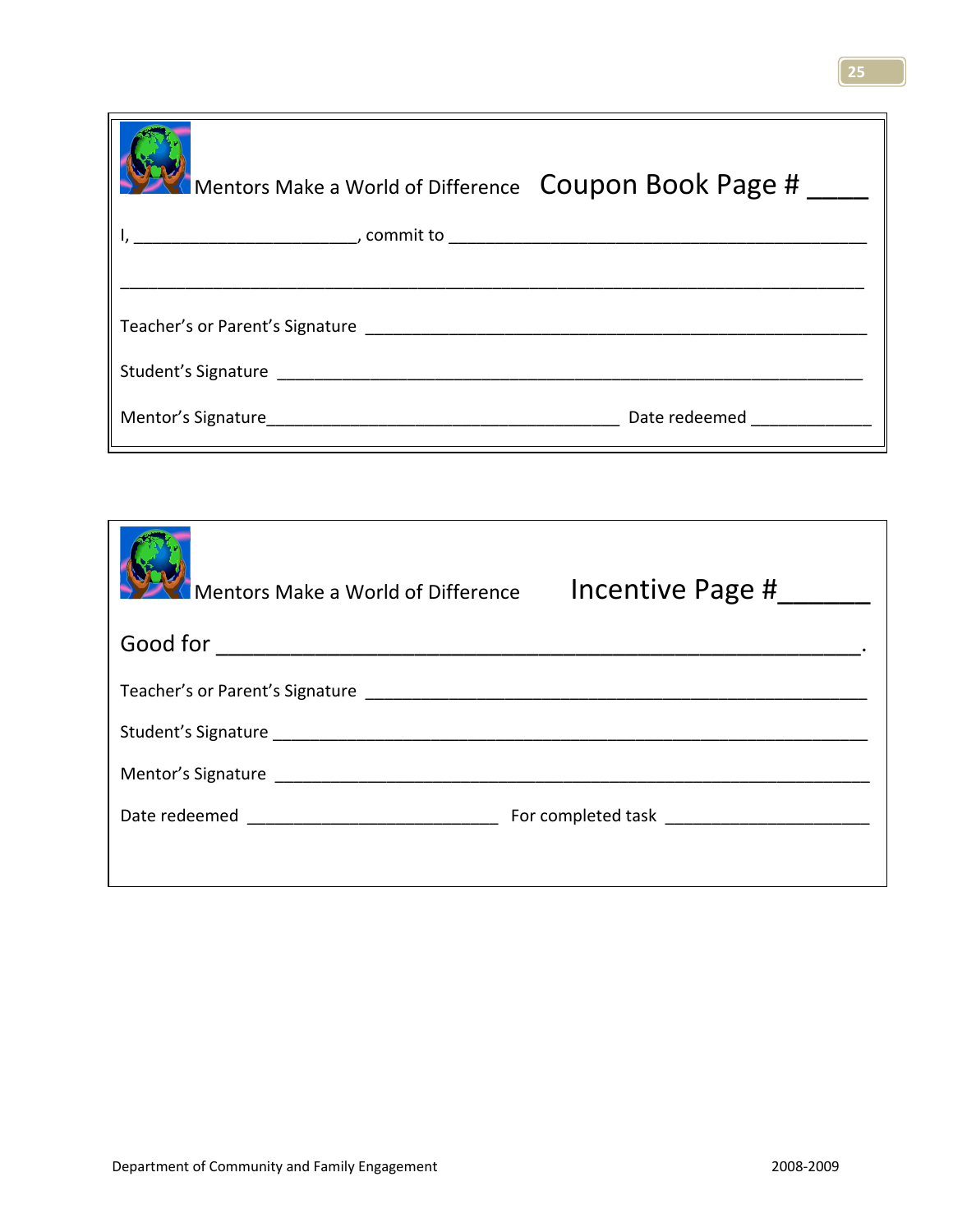Mentors Make a World of Difference **Coupon Book Page # ____**

I, ________________________, commit to ______________________________________________

______________________________________________________________________________

Teacher's or Parent's Signature ______________________________________________________

Student's Signature ______________________________________________________________

Mentor's Signature_____________________________________ Date redeemed _____________

---

Mentors Make a World of Difference **Incentive Page #______**

Good for ____________________________________________________.

Teacher's or Parent's Signature ______________________________________________________

Student's Signature ______________________________________________________________

Mentor's Signature ______________________________________________________________

Date redeemed ___________________________ For completed task ______________________

Department of Community and Family Engagement 2008-2009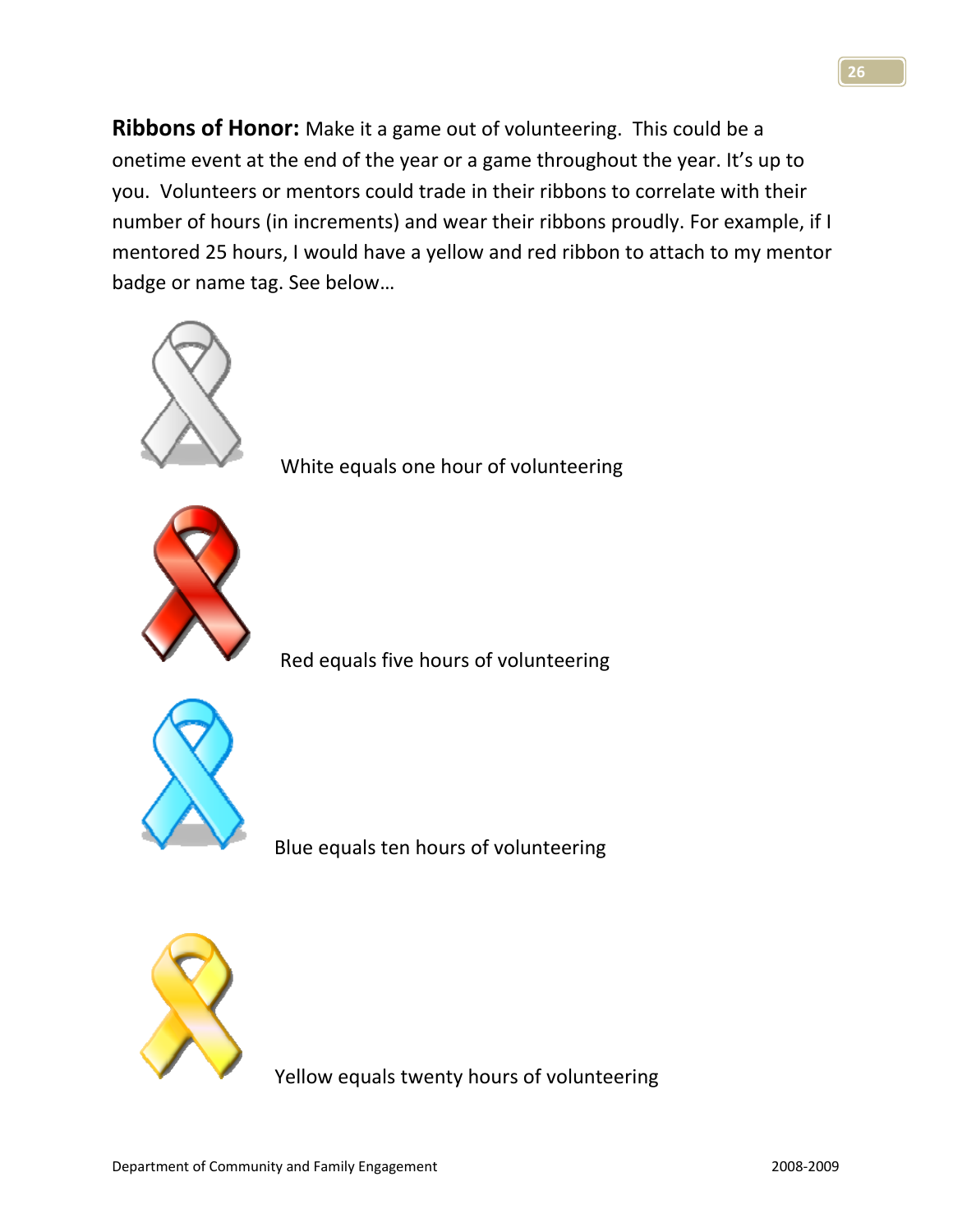**Ribbons of Honor:** Make it a game out of volunteering. This could be a onetime event at the end of the year or a game throughout the year. It's up to you. Volunteers or mentors could trade in their ribbons to correlate with their number of hours (in increments) and wear their ribbons proudly. For example, if I mentored 25 hours, I would have a yellow and red ribbon to attach to my mentor badge or name tag. See below…

White equals one hour of volunteering

Red equals five hours of volunteering

Blue equals ten hours of volunteering

Yellow equals twenty hours of volunteering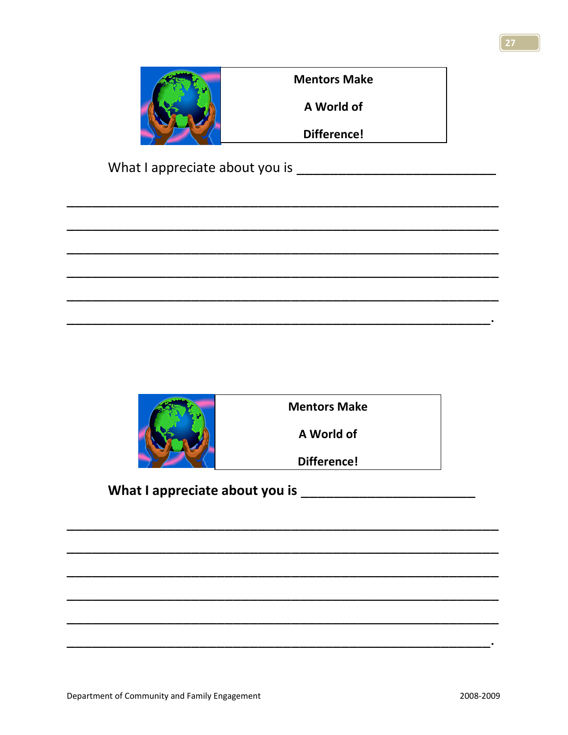**Mentors Make**

**A World of**

**Difference!**

What I appreciate about you is ___________________________

_____________________________________________________________

_____________________________________________________________

_____________________________________________________________

_____________________________________________________________

_____________________________________________________________

____________________________________________________________.

**Mentors Make**

**A World of**

**Difference!**

**What I appreciate about you is ________________________**

_____________________________________________________________

_____________________________________________________________

_____________________________________________________________

_____________________________________________________________

_____________________________________________________________

____________________________________________________________.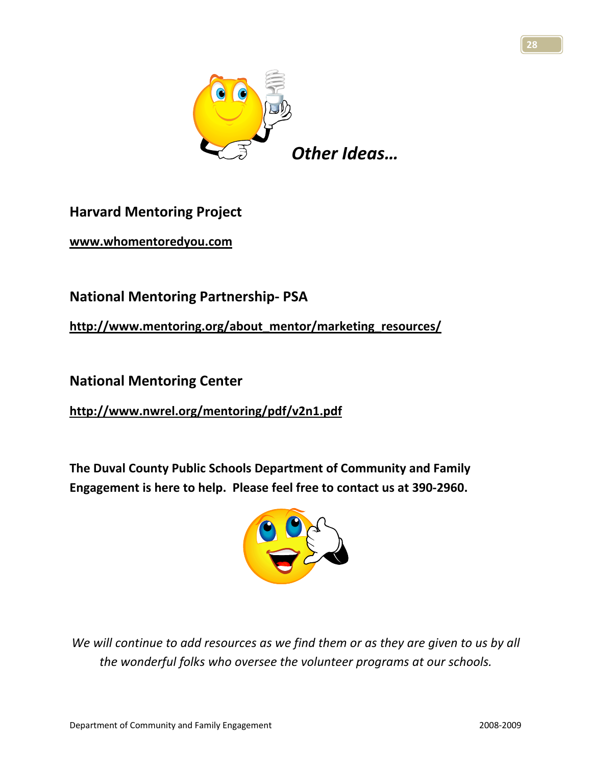## *Other Ideas…*

### Harvard Mentoring Project

**www.whomentoredyou.com**

### National Mentoring Partnership- PSA

**http://www.mentoring.org/about_mentor/marketing_resources/**

### National Mentoring Center

**http://www.nwrel.org/mentoring/pdf/v2n1.pdf**

**The Duval County Public Schools Department of Community and Family Engagement is here to help. Please feel free to contact us at 390-2960.**

*We will continue to add resources as we find them or as they are given to us by all the wonderful folks who oversee the volunteer programs at our schools.*